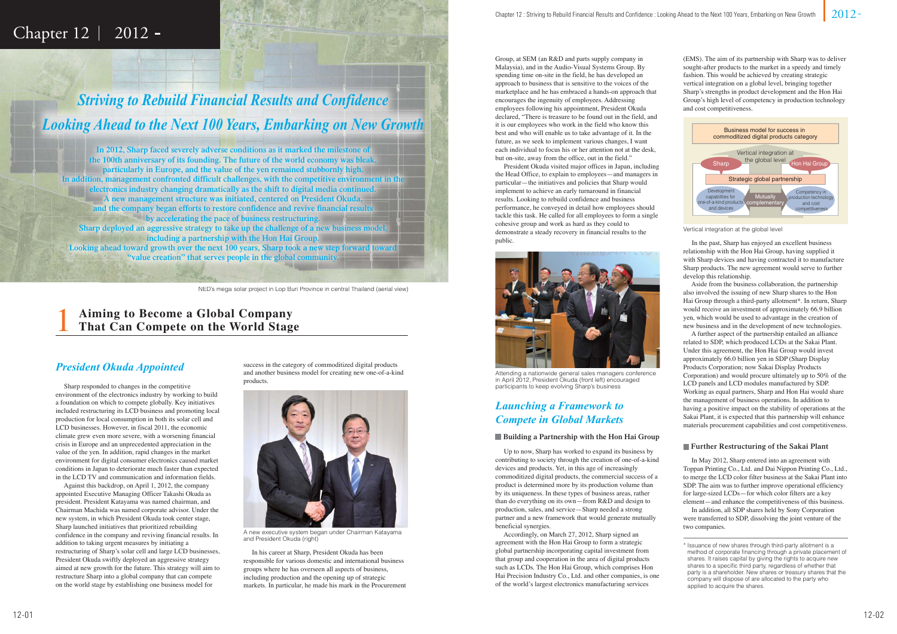# Chapter 12 | 2012 -

## *Striving to Rebuild Financial Results and Confidence*
## *Looking Ahead to the Next 100 Years, Embarking on New Growth*

**In 2012, Sharp faced severely adverse conditions as it marked the milestone of the 100th anniversary of its founding. The future of the world economy was bleak, particularly in Europe, and the value of the yen remained stubbornly high. In addition, management confronted difficult challenges, with the competitive environment in the electronics industry changing dramatically as the shift to digital media continued. A new management structure was initiated, centered on President Okuda, and the company began efforts to restore confidence and revive financial results by accelerating the pace of business restructuring. Sharp deployed an aggressive strategy to take up the challenge of a new business model, including a partnership with the Hon Hai Group. Looking ahead toward growth over the next 100 years, Sharp took a new step forward toward "value creation" that serves people in the global community.**

NED's mega solar project in Lop Buri Province in central Thailand (aerial view)

## 1 Aiming to Become a Global Company That Can Compete on the World Stage

### *President Okuda Appointed*

Sharp responded to changes in the competitive environment of the electronics industry by working to build a foundation on which to compete globally. Key initiatives included restructuring its LCD business and promoting local production for local consumption in both its solar cell and LCD businesses. However, in fiscal 2011, the economic climate grew even more severe, with a worsening financial crisis in Europe and an unprecedented appreciation in the value of the yen. In addition, rapid changes in the market environment for digital consumer electronics caused market conditions in Japan to deteriorate much faster than expected in the LCD TV and communication and information fields.

Against this backdrop, on April 1, 2012, the company appointed Executive Managing Officer Takashi Okuda as president. President Katayama was named chairman, and Chairman Machida was named corporate advisor. Under the new system, in which President Okuda took center stage, Sharp launched initiatives that prioritized rebuilding confidence in the company and reviving financial results. In addition to taking urgent measures by initiating a restructuring of Sharp's solar cell and large LCD businesses, President Okuda swiftly deployed an aggressive strategy aimed at new growth for the future. This strategy will aim to restructure Sharp into a global company that can compete on the world stage by establishing one business model for success in the category of commoditized digital products and another business model for creating new one-of-a-kind products.

A new executive system began under Chairman Katayama and President Okuda (right)

In his career at Sharp, President Okuda has been responsible for various domestic and international business groups where he has overseen all aspects of business, including production and the opening up of strategic markets. In particular, he made his mark in the Procurement Group, at SEM (an R&D and parts supply company in Malaysia), and in the Audio-Visual Systems Group. By spending time on-site in the field, he has developed an approach to business that is sensitive to the voices of the marketplace and he has embraced a hands-on approach that encourages the ingenuity of employees. Addressing employees following his appointment, President Okuda declared, "There is treasure to be found out in the field, and it is our employees who work in the field who know this best and who will enable us to take advantage of it. In the future, as we seek to implement various changes, I want each individual to focus his or her attention not at the desk, but on-site, away from the office, out in the field."

President Okuda visited major offices in Japan, including the Head Office, to explain to employees—and managers in particular—the initiatives and policies that Sharp would implement to achieve an early turnaround in financial results. Looking to rebuild confidence and business performance, he conveyed in detail how employees should tackle this task. He called for all employees to form a single cohesive group and work as hard as they could to demonstrate a steady recovery in financial results to the public.

Attending a nationwide general sales managers conference in April 2012, President Okuda (front left) encouraged participants to keep evolving Sharp's business

### *Launching a Framework to Compete in Global Markets*

#### Building a Partnership with the Hon Hai Group

Up to now, Sharp has worked to expand its business by contributing to society through the creation of one-of-a-kind devices and products. Yet, in this age of increasingly commoditized digital products, the commercial success of a product is determined more by its production volume than by its uniqueness. In these types of business areas, rather than do everything on its own—from R&D and design to production, sales, and service—Sharp needed a strong partner and a new framework that would generate mutually beneficial synergies.

Accordingly, on March 27, 2012, Sharp signed an agreement with the Hon Hai Group to form a strategic global partnership incorporating capital investment from that group and cooperation in the area of digital products such as LCDs. The Hon Hai Group, which comprises Hon Hai Precision Industry Co., Ltd. and other companies, is one of the world's largest electronics manufacturing services (EMS). The aim of its partnership with Sharp was to deliver sought-after products to the market in a speedy and timely fashion. This would be achieved by creating strategic vertical integration on a global level, bringing together Sharp's strengths in product development and the Hon Hai Group's high level of competency in production technology and cost competitiveness.

Business model for success in commoditized digital products category
- Vertical integration at the global level: Sharp — Hon Hai Group
- Strategic global partnership
- Development capabilities for one-of-a-kind products and devices — Mutually complementary — Competency in production technology and cost competitiveness

Vertical integration at the global level

In the past, Sharp has enjoyed an excellent business relationship with the Hon Hai Group, having supplied it with Sharp devices and having contracted it to manufacture Sharp products. The new agreement would serve to further develop this relationship.

Aside from the business collaboration, the partnership also involved the issuing of new Sharp shares to the Hon Hai Group through a third-party allotment*. In return, Sharp would receive an investment of approximately 66.9 billion yen, which would be used to advantage in the creation of new business and in the development of new technologies.

A further aspect of the partnership entailed an alliance related to SDP, which produced LCDs at the Sakai Plant. Under this agreement, the Hon Hai Group would invest approximately 66.0 billion yen in SDP (Sharp Display Products Corporation; now Sakai Display Products Corporation) and would procure ultimately up to 50% of the LCD panels and LCD modules manufactured by SDP. Working as equal partners, Sharp and Hon Hai would share the management of business operations. In addition to having a positive impact on the stability of operations at the Sakai Plant, it is expected that this partnership will enhance materials procurement capabilities and cost competitiveness.

#### Further Restructuring of the Sakai Plant

In May 2012, Sharp entered into an agreement with Toppan Printing Co., Ltd. and Dai Nippon Printing Co., Ltd., to merge the LCD color filter business at the Sakai Plant into SDP. The aim was to further improve operational efficiency for large-sized LCDs—for which color filters are a key element—and enhance the competitiveness of this business.

In addition, all SDP shares held by Sony Corporation were transferred to SDP, dissolving the joint venture of the two companies.

\* Issuance of new shares through third-party allotment is a method of corporate financing through a private placement of shares. It raises capital by giving the rights to acquire new shares to a specific third party, regardless of whether that party is a shareholder. New shares or treasury shares that the company will dispose of are allocated to the party who applied to acquire the shares.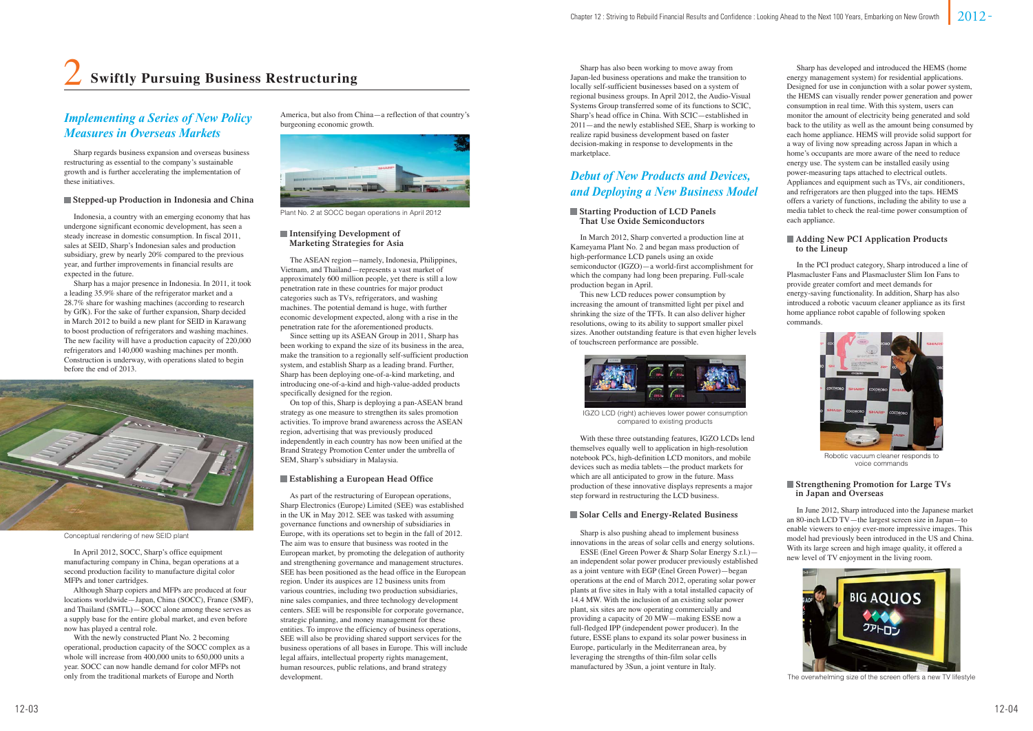# 2 Swiftly Pursuing Business Restructuring

## *Implementing a Series of New Policy Measures in Overseas Markets*

Sharp regards business expansion and overseas business restructuring as essential to the company's sustainable growth and is further accelerating the implementation of these initiatives.

### Stepped-up Production in Indonesia and China

Indonesia, a country with an emerging economy that has undergone significant economic development, has seen a steady increase in domestic consumption. In fiscal 2011, sales at SEID, Sharp's Indonesian sales and production subsidiary, grew by nearly 20% compared to the previous year, and further improvements in financial results are expected in the future.

Sharp has a major presence in Indonesia. In 2011, it took a leading 35.9% share of the refrigerator market and a 28.7% share for washing machines (according to research by GfK). For the sake of further expansion, Sharp decided in March 2012 to build a new plant for SEID in Karawang to boost production of refrigerators and washing machines. The new facility will have a production capacity of 220,000 refrigerators and 140,000 washing machines per month. Construction is underway, with operations slated to begin before the end of 2013.

Conceptual rendering of new SEID plant

In April 2012, SOCC, Sharp's office equipment manufacturing company in China, began operations at a second production facility to manufacture digital color MFPs and toner cartridges.

Although Sharp copiers and MFPs are produced at four locations worldwide—Japan, China (SOCC), France (SMF), and Thailand (SMTL)—SOCC alone among these serves as a supply base for the entire global market, and even before now has played a central role.

With the newly constructed Plant No. 2 becoming operational, production capacity of the SOCC complex as a whole will increase from 400,000 units to 650,000 units a year. SOCC can now handle demand for color MFPs not only from the traditional markets of Europe and North America, but also from China—a reflection of that country's burgeoning economic growth.

Plant No. 2 at SOCC began operations in April 2012

### Intensifying Development of Marketing Strategies for Asia

The ASEAN region—namely, Indonesia, Philippines, Vietnam, and Thailand—represents a vast market of approximately 600 million people, yet there is still a low penetration rate in these countries for major product categories such as TVs, refrigerators, and washing machines. The potential demand is huge, with further economic development expected, along with a rise in the penetration rate for the aforementioned products.

Since setting up its ASEAN Group in 2011, Sharp has been working to expand the size of its business in the area, make the transition to a regionally self-sufficient production system, and establish Sharp as a leading brand. Further, Sharp has been deploying one-of-a-kind marketing, and introducing one-of-a-kind and high-value-added products specifically designed for the region.

On top of this, Sharp is deploying a pan-ASEAN brand strategy as one measure to strengthen its sales promotion activities. To improve brand awareness across the ASEAN region, advertising that was previously produced independently in each country has now been unified at the Brand Strategy Promotion Center under the umbrella of SEM, Sharp's subsidiary in Malaysia.

### Establishing a European Head Office

As part of the restructuring of European operations, Sharp Electronics (Europe) Limited (SEE) was established in the UK in May 2012. SEE was tasked with assuming governance functions and ownership of subsidiaries in Europe, with its operations set to begin in the fall of 2012. The aim was to ensure that business was rooted in the European market, by promoting the delegation of authority and strengthening governance and management structures. SEE has been positioned as the head office in the European region. Under its auspices are 12 business units from various countries, including two production subsidiaries, nine sales companies, and three technology development centers. SEE will be responsible for corporate governance, strategic planning, and money management for these entities. To improve the efficiency of business operations, SEE will also be providing shared support services for the business operations of all bases in Europe. This will include legal affairs, intellectual property rights management, human resources, public relations, and brand strategy development.

Sharp has also been working to move away from Japan-led business operations and make the transition to locally self-sufficient businesses based on a system of regional business groups. In April 2012, the Audio-Visual Systems Group transferred some of its functions to SCIC, Sharp's head office in China. With SCIC—established in 2011—and the newly established SEE, Sharp is working to realize rapid business development based on faster decision-making in response to developments in the marketplace.

## *Debut of New Products and Devices, and Deploying a New Business Model*

### Starting Production of LCD Panels That Use Oxide Semiconductors

In March 2012, Sharp converted a production line at Kameyama Plant No. 2 and began mass production of high-performance LCD panels using an oxide semiconductor (IGZO)—a world-first accomplishment for which the company had long been preparing. Full-scale production began in April.

This new LCD reduces power consumption by increasing the amount of transmitted light per pixel and shrinking the size of the TFTs. It can also deliver higher resolutions, owing to its ability to support smaller pixel sizes. Another outstanding feature is that even higher levels of touchscreen performance are possible.

IGZO LCD (right) achieves lower power consumption compared to existing products

With these three outstanding features, IGZO LCDs lend themselves equally well to application in high-resolution notebook PCs, high-definition LCD monitors, and mobile devices such as media tablets—the product markets for which are all anticipated to grow in the future. Mass production of these innovative displays represents a major step forward in restructuring the LCD business.

### Solar Cells and Energy-Related Business

Sharp is also pushing ahead to implement business innovations in the areas of solar cells and energy solutions.

ESSE (Enel Green Power & Sharp Solar Energy S.r.l.)—an independent solar power producer previously established as a joint venture with EGP (Enel Green Power)—began operations at the end of March 2012, operating solar power plants at five sites in Italy with a total installed capacity of 14.4 MW. With the inclusion of an existing solar power plant, six sites are now operating commercially and providing a capacity of 20 MW—making ESSE now a full-fledged IPP (independent power producer). In the future, ESSE plans to expand its solar power business in Europe, particularly in the Mediterranean area, by leveraging the strengths of thin-film solar cells manufactured by 3Sun, a joint venture in Italy.

Sharp has developed and introduced the HEMS (home energy management system) for residential applications. Designed for use in conjunction with a solar power system, the HEMS can visually render power generation and power consumption in real time. With this system, users can monitor the amount of electricity being generated and sold back to the utility as well as the amount being consumed by each home appliance. HEMS will provide solid support for a way of living now spreading across Japan in which a home's occupants are more aware of the need to reduce energy use. The system can be installed easily using power-measuring taps attached to electrical outlets. Appliances and equipment such as TVs, air conditioners, and refrigerators are then plugged into the taps. HEMS offers a variety of functions, including the ability to use a media tablet to check the real-time power consumption of each appliance.

### Adding New PCI Application Products to the Lineup

In the PCI product category, Sharp introduced a line of Plasmacluster Fans and Plasmacluster Slim Ion Fans to provide greater comfort and meet demands for energy-saving functionality. In addition, Sharp has also introduced a robotic vacuum cleaner appliance as its first home appliance robot capable of following spoken commands.

Robotic vacuum cleaner responds to voice commands

### Strengthening Promotion for Large TVs in Japan and Overseas

In June 2012, Sharp introduced into the Japanese market an 80-inch LCD TV—the largest screen size in Japan—to enable viewers to enjoy ever-more impressive images. This model had previously been introduced in the US and China. With its large screen and high image quality, it offered a new level of TV enjoyment in the living room.

The overwhelming size of the screen offers a new TV lifestyle